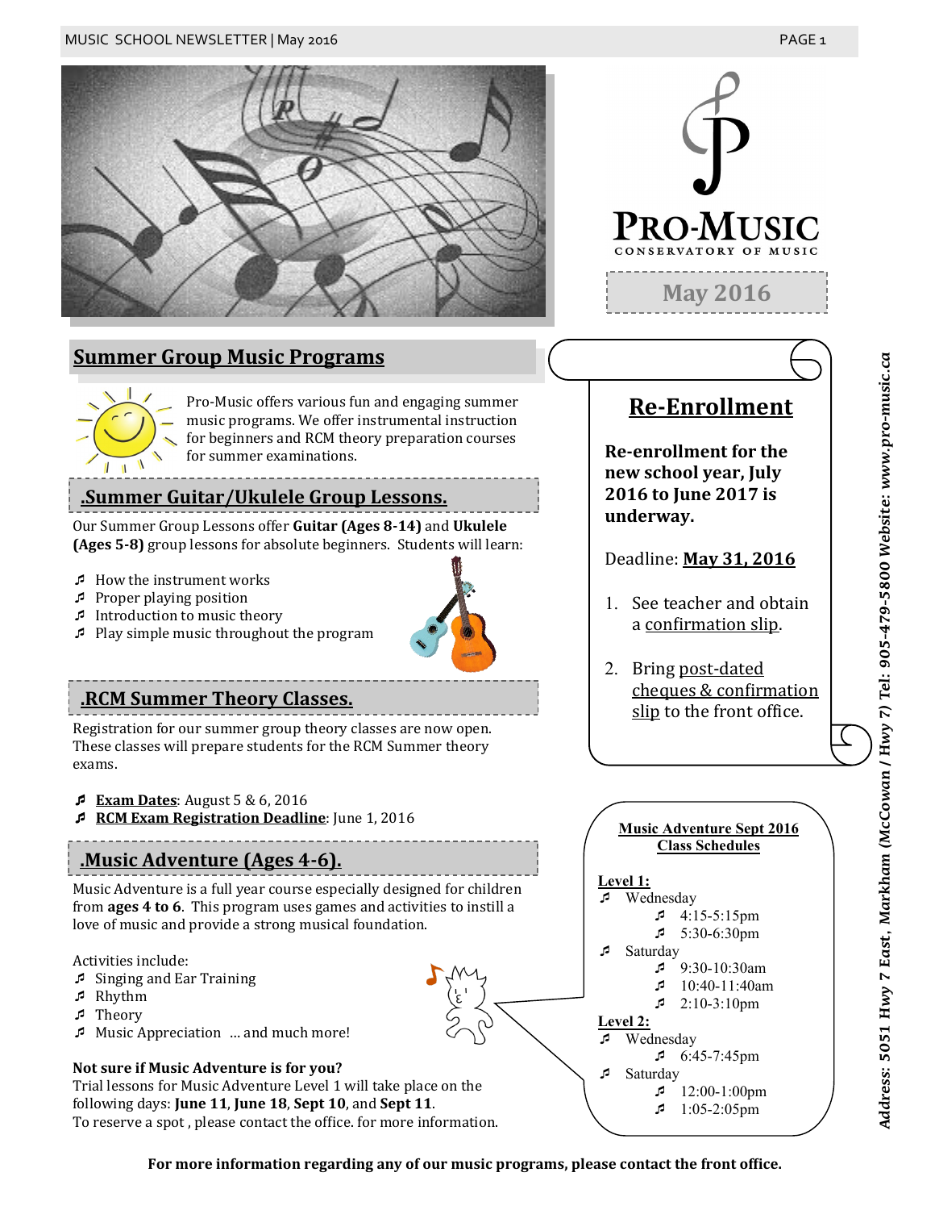PRO-MUSIC
CONSERVATORY OF MUSIC

May 2016

## Summer Group Music Programs

Pro-Music offers various fun and engaging summer music programs. We offer instrumental instruction for beginners and RCM theory preparation courses for summer examinations.

### .Summer Guitar/Ukulele Group Lessons.

Our Summer Group Lessons offer **Guitar (Ages 8-14)** and **Ukulele (Ages 5-8)** group lessons for absolute beginners. Students will learn:

- How the instrument works
- Proper playing position
- Introduction to music theory
- Play simple music throughout the program

### .RCM Summer Theory Classes.

Registration for our summer group theory classes are now open. These classes will prepare students for the RCM Summer theory exams.

- **Exam Dates**: August 5 & 6, 2016
- **RCM Exam Registration Deadline**: June 1, 2016

### .Music Adventure (Ages 4-6).

Music Adventure is a full year course especially designed for children from **ages 4 to 6**. This program uses games and activities to instill a love of music and provide a strong musical foundation.

Activities include:

- Singing and Ear Training
- Rhythm
- Theory
- Music Appreciation ... and much more!

**Not sure if Music Adventure is for you?**
Trial lessons for Music Adventure Level 1 will take place on the following days: **June 11**, **June 18**, **Sept 10**, and **Sept 11**.
To reserve a spot , please contact the office. for more information.

## Re-Enrollment

**Re-enrollment for the new school year, July 2016 to June 2017 is underway.**

Deadline: **May 31, 2016**

1. See teacher and obtain a confirmation slip.
2. Bring post-dated cheques & confirmation slip to the front office.

### Music Adventure Sept 2016 Class Schedules

**Level 1:**

- Wednesday
  - 4:15-5:15pm
  - 5:30-6:30pm
- Saturday
  - 9:30-10:30am
  - 10:40-11:40am
  - 2:10-3:10pm

**Level 2:**

- Wednesday
  - 6:45-7:45pm
- Saturday
  - 12:00-1:00pm
  - 1:05-2:05pm

**For more information regarding any of our music programs, please contact the front office.**

*Address: 5051 Hwy 7 East, Markham (McCowan / Hwy 7) Tel: 905-479-5800 Website: www.pro-music.ca*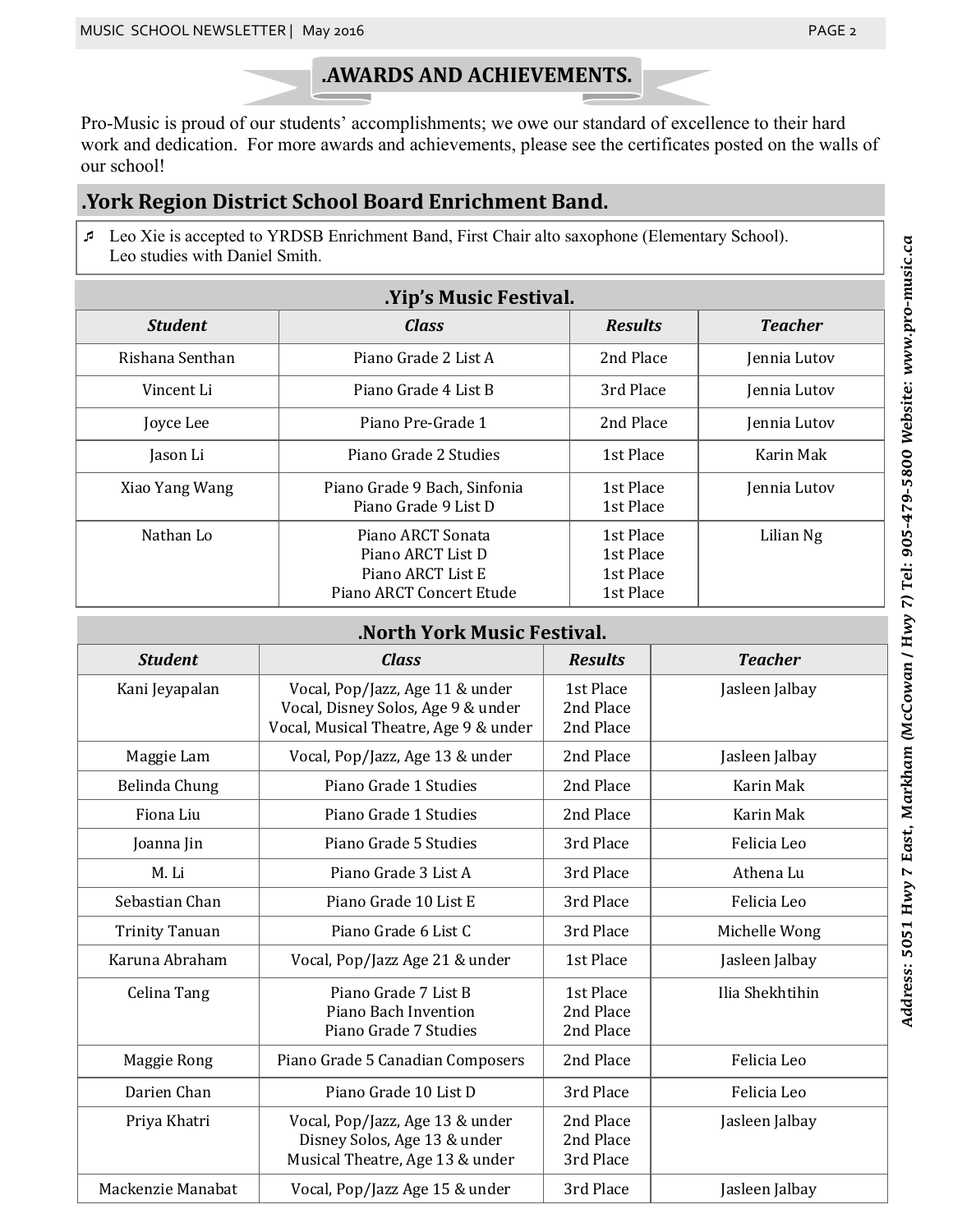# .AWARDS AND ACHIEVEMENTS.

Pro-Music is proud of our students' accomplishments; we owe our standard of excellence to their hard work and dedication. For more awards and achievements, please see the certificates posted on the walls of our school!

## .York Region District School Board Enrichment Band.

- ♬ Leo Xie is accepted to YRDSB Enrichment Band, First Chair alto saxophone (Elementary School). Leo studies with Daniel Smith.

## .Yip's Music Festival.

| Student | Class | Results | Teacher |
|---|---|---|---|
| Rishana Senthan | Piano Grade 2 List A | 2nd Place | Jennia Lutov |
| Vincent Li | Piano Grade 4 List B | 3rd Place | Jennia Lutov |
| Joyce Lee | Piano Pre-Grade 1 | 2nd Place | Jennia Lutov |
| Jason Li | Piano Grade 2 Studies | 1st Place | Karin Mak |
| Xiao Yang Wang | Piano Grade 9 Bach, Sinfonia<br>Piano Grade 9 List D | 1st Place<br>1st Place | Jennia Lutov |
| Nathan Lo | Piano ARCT Sonata<br>Piano ARCT List D<br>Piano ARCT List E<br>Piano ARCT Concert Etude | 1st Place<br>1st Place<br>1st Place<br>1st Place | Lilian Ng |

## .North York Music Festival.

| Student | Class | Results | Teacher |
|---|---|---|---|
| Kani Jeyapalan | Vocal, Pop/Jazz, Age 11 & under<br>Vocal, Disney Solos, Age 9 & under<br>Vocal, Musical Theatre, Age 9 & under | 1st Place<br>2nd Place<br>2nd Place | Jasleen Jalbay |
| Maggie Lam | Vocal, Pop/Jazz, Age 13 & under | 2nd Place | Jasleen Jalbay |
| Belinda Chung | Piano Grade 1 Studies | 2nd Place | Karin Mak |
| Fiona Liu | Piano Grade 1 Studies | 2nd Place | Karin Mak |
| Joanna Jin | Piano Grade 5 Studies | 3rd Place | Felicia Leo |
| M. Li | Piano Grade 3 List A | 3rd Place | Athena Lu |
| Sebastian Chan | Piano Grade 10 List E | 3rd Place | Felicia Leo |
| Trinity Tanuan | Piano Grade 6 List C | 3rd Place | Michelle Wong |
| Karuna Abraham | Vocal, Pop/Jazz Age 21 & under | 1st Place | Jasleen Jalbay |
| Celina Tang | Piano Grade 7 List B<br>Piano Bach Invention<br>Piano Grade 7 Studies | 1st Place<br>2nd Place<br>2nd Place | Ilia Shekhtihin |
| Maggie Rong | Piano Grade 5 Canadian Composers | 2nd Place | Felicia Leo |
| Darien Chan | Piano Grade 10 List D | 3rd Place | Felicia Leo |
| Priya Khatri | Vocal, Pop/Jazz, Age 13 & under<br>Disney Solos, Age 13 & under<br>Musical Theatre, Age 13 & under | 2nd Place<br>2nd Place<br>3rd Place | Jasleen Jalbay |
| Mackenzie Manabat | Vocal, Pop/Jazz Age 15 & under | 3rd Place | Jasleen Jalbay |

*Address: 5051 Hwy 7 East, Markham (McCowan / Hwy 7) Tel: 905-479-5800 Website: www.pro-music.ca*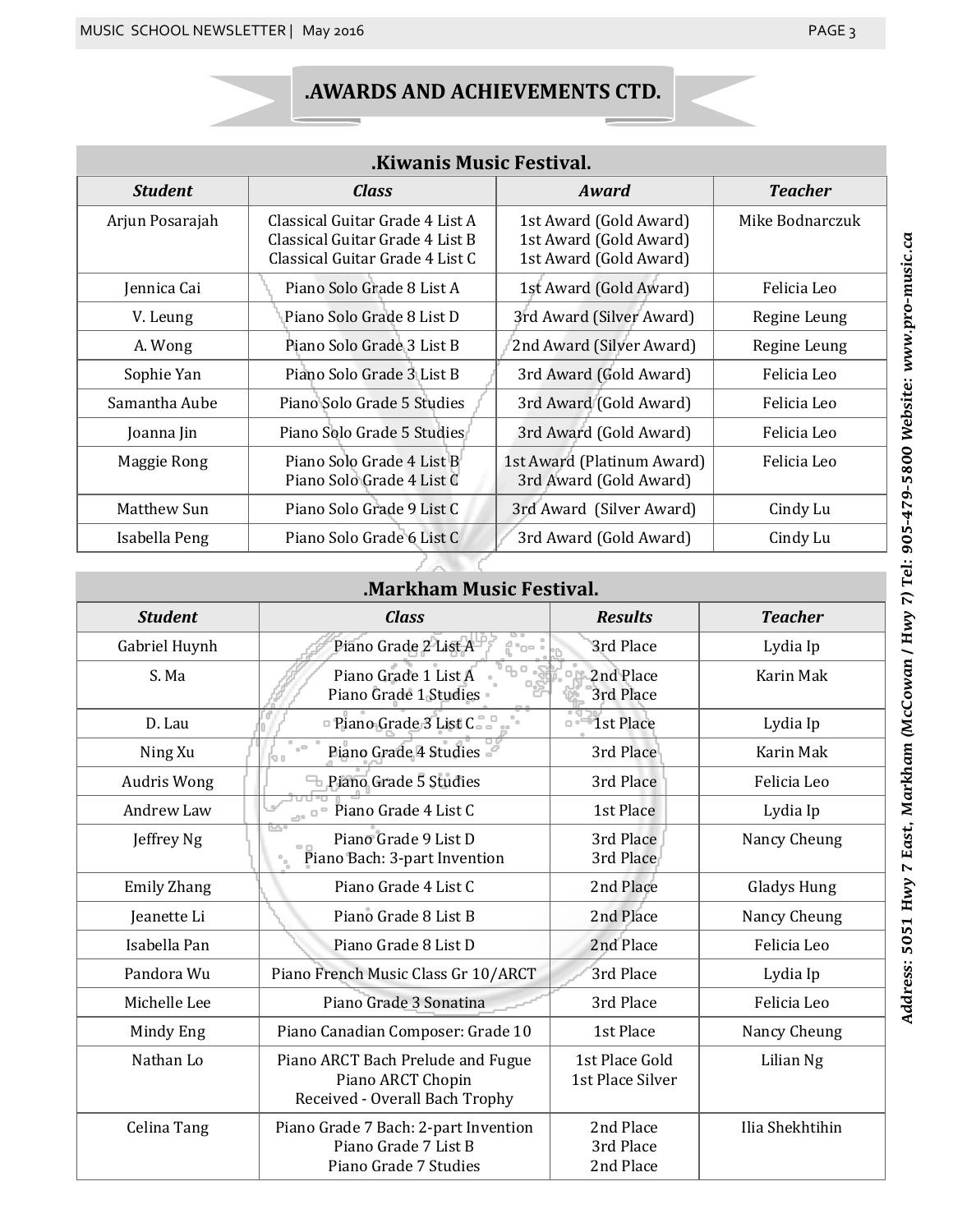# .AWARDS AND ACHIEVEMENTS CTD.

## .Kiwanis Music Festival.

| ***Student*** | ***Class*** | ***Award*** | ***Teacher*** |
| --- | --- | --- | --- |
| Arjun Posarajah | Classical Guitar Grade 4 List A<br>Classical Guitar Grade 4 List B<br>Classical Guitar Grade 4 List C | 1st Award (Gold Award)<br>1st Award (Gold Award)<br>1st Award (Gold Award) | Mike Bodnarczuk |
| Jennica Cai | Piano Solo Grade 8 List A | 1st Award (Gold Award) | Felicia Leo |
| V. Leung | Piano Solo Grade 8 List D | 3rd Award (Silver Award) | Regine Leung |
| A. Wong | Piano Solo Grade 3 List B | 2nd Award (Silver Award) | Regine Leung |
| Sophie Yan | Piano Solo Grade 3 List B | 3rd Award (Gold Award) | Felicia Leo |
| Samantha Aube | Piano Solo Grade 5 Studies | 3rd Award (Gold Award) | Felicia Leo |
| Joanna Jin | Piano Solo Grade 5 Studies | 3rd Award (Gold Award) | Felicia Leo |
| Maggie Rong | Piano Solo Grade 4 List B<br>Piano Solo Grade 4 List C | 1st Award (Platinum Award)<br>3rd Award (Gold Award) | Felicia Leo |
| Matthew Sun | Piano Solo Grade 9 List C | 3rd Award (Silver Award) | Cindy Lu |
| Isabella Peng | Piano Solo Grade 6 List C | 3rd Award (Gold Award) | Cindy Lu |

## .Markham Music Festival.

| ***Student*** | ***Class*** | ***Results*** | ***Teacher*** |
| --- | --- | --- | --- |
| Gabriel Huynh | Piano Grade 2 List A | 3rd Place | Lydia Ip |
| S. Ma | Piano Grade 1 List A<br>Piano Grade 1 Studies | 2nd Place<br>3rd Place | Karin Mak |
| D. Lau | Piano Grade 3 List C | 1st Place | Lydia Ip |
| Ning Xu | Piano Grade 4 Studies | 3rd Place | Karin Mak |
| Audris Wong | Piano Grade 5 Studies | 3rd Place | Felicia Leo |
| Andrew Law | Piano Grade 4 List C | 1st Place | Lydia Ip |
| Jeffrey Ng | Piano Grade 9 List D<br>Piano Bach: 3-part Invention | 3rd Place<br>3rd Place | Nancy Cheung |
| Emily Zhang | Piano Grade 4 List C | 2nd Place | Gladys Hung |
| Jeanette Li | Piano Grade 8 List B | 2nd Place | Nancy Cheung |
| Isabella Pan | Piano Grade 8 List D | 2nd Place | Felicia Leo |
| Pandora Wu | Piano French Music Class Gr 10/ARCT | 3rd Place | Lydia Ip |
| Michelle Lee | Piano Grade 3 Sonatina | 3rd Place | Felicia Leo |
| Mindy Eng | Piano Canadian Composer: Grade 10 | 1st Place | Nancy Cheung |
| Nathan Lo | Piano ARCT Bach Prelude and Fugue<br>Piano ARCT Chopin<br>Received - Overall Bach Trophy | 1st Place Gold<br>1st Place Silver | Lilian Ng |
| Celina Tang | Piano Grade 7 Bach: 2-part Invention<br>Piano Grade 7 List B<br>Piano Grade 7 Studies | 2nd Place<br>3rd Place<br>2nd Place | Ilia Shekhtihin |

***Address: 5051 Hwy 7 East, Markham (McCowan / Hwy 7) Tel: 905-479-5800 Website: www.pro-music.ca***